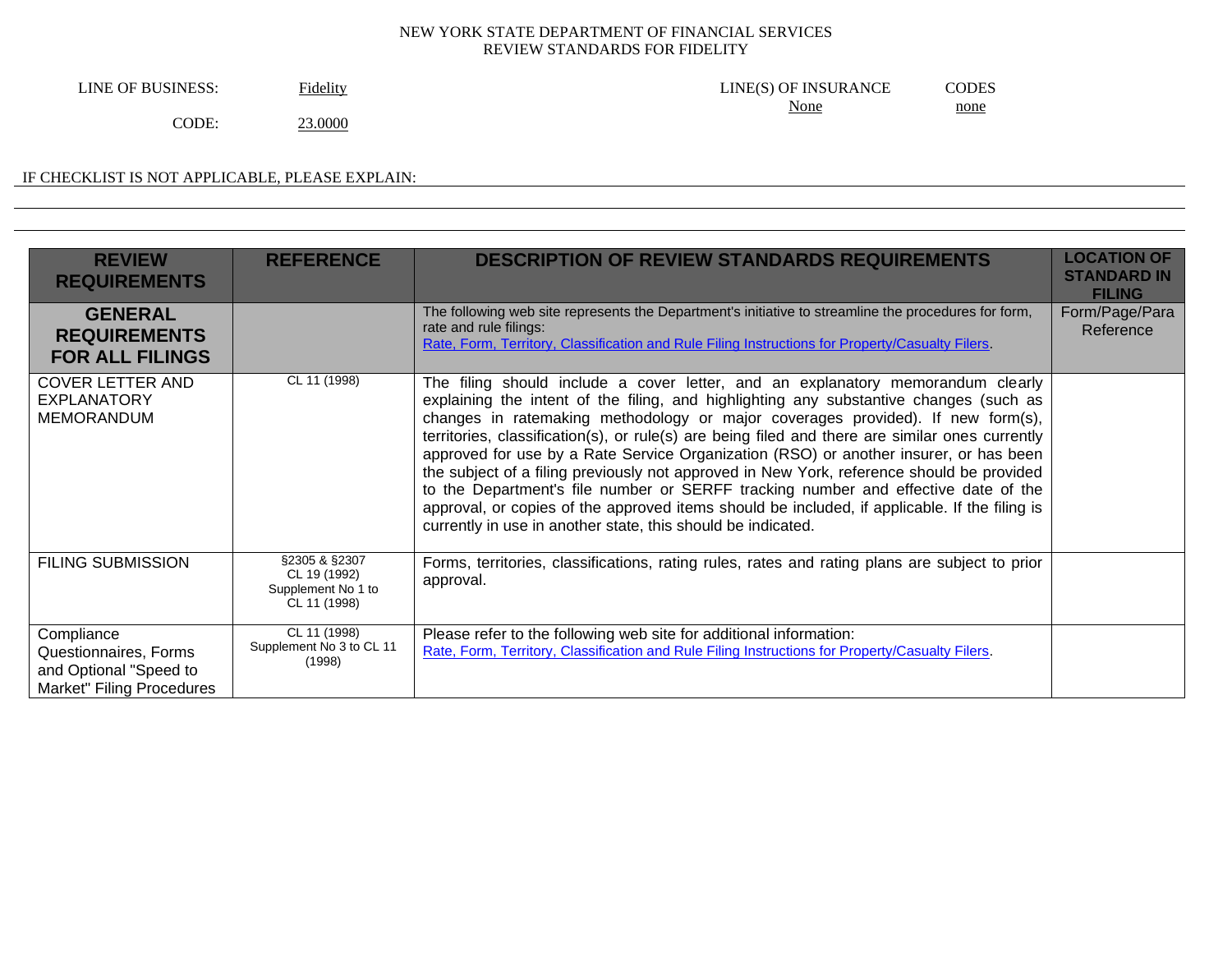NEW YORK STATE DEPARTMENT OF FINANCIAL SERVICES
REVIEW STANDARDS FOR FIDELITY

LINE OF BUSINESS: Fidelity

CODE: 23.0000

LINE(S) OF INSURANCE: None

CODES: none

IF CHECKLIST IS NOT APPLICABLE, PLEASE EXPLAIN:

| REVIEW REQUIREMENTS | REFERENCE | DESCRIPTION OF REVIEW STANDARDS REQUIREMENTS | LOCATION OF STANDARD IN FILING |
|---|---|---|---|
| **GENERAL REQUIREMENTS FOR ALL FILINGS** | | The following web site represents the Department's initiative to streamline the procedures for form, rate and rule filings: Rate, Form, Territory, Classification and Rule Filing Instructions for Property/Casualty Filers. | Form/Page/Para Reference |
| COVER LETTER AND EXPLANATORY MEMORANDUM | CL 11 (1998) | The filing should include a cover letter, and an explanatory memorandum clearly explaining the intent of the filing, and highlighting any substantive changes (such as changes in ratemaking methodology or major coverages provided). If new form(s), territories, classification(s), or rule(s) are being filed and there are similar ones currently approved for use by a Rate Service Organization (RSO) or another insurer, or has been the subject of a filing previously not approved in New York, reference should be provided to the Department's file number or SERFF tracking number and effective date of the approval, or copies of the approved items should be included, if applicable. If the filing is currently in use in another state, this should be indicated. | |
| FILING SUBMISSION | §2305 & §2307 CL 19 (1992) Supplement No 1 to CL 11 (1998) | Forms, territories, classifications, rating rules, rates and rating plans are subject to prior approval. | |
| Compliance Questionnaires, Forms and Optional "Speed to Market" Filing Procedures | CL 11 (1998) Supplement No 3 to CL 11 (1998) | Please refer to the following web site for additional information: Rate, Form, Territory, Classification and Rule Filing Instructions for Property/Casualty Filers. | |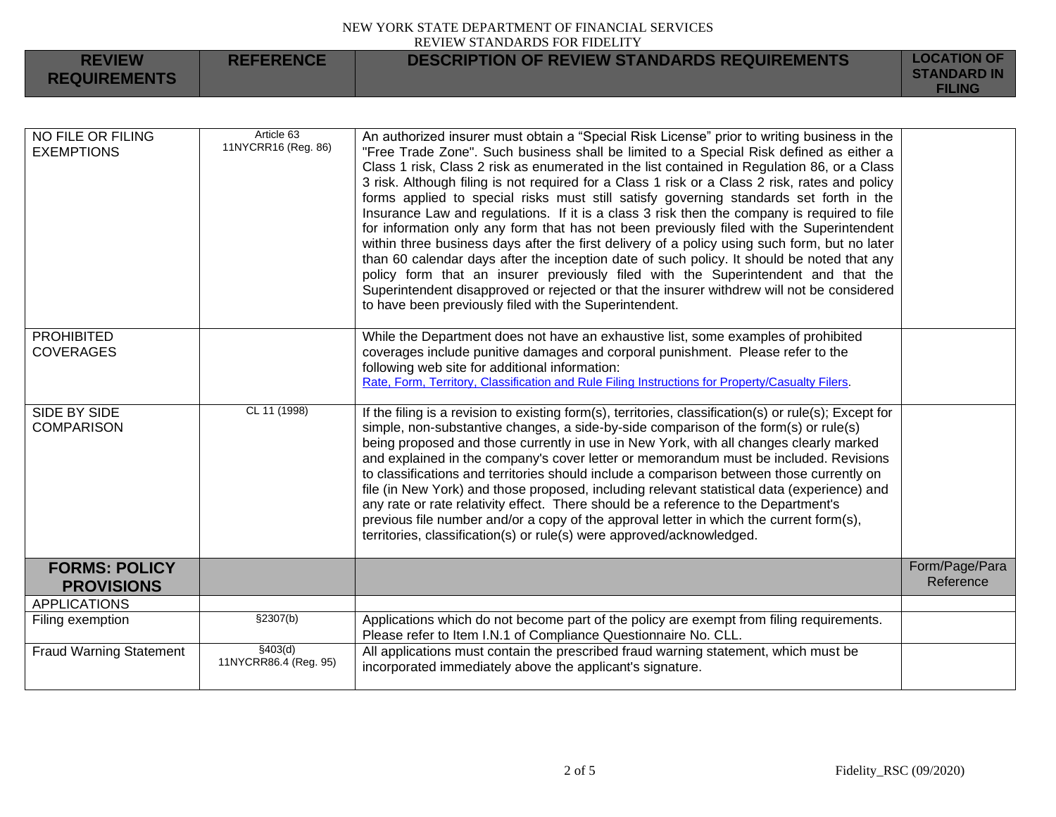| REVIEW REQUIREMENTS | REFERENCE | DESCRIPTION OF REVIEW STANDARDS REQUIREMENTS | LOCATION OF STANDARD IN FILING |
|---|---|---|---|
| NO FILE OR FILING EXEMPTIONS | Article 63<br>11NYCRR16 (Reg. 86) | An authorized insurer must obtain a "Special Risk License" prior to writing business in the "Free Trade Zone". Such business shall be limited to a Special Risk defined as either a Class 1 risk, Class 2 risk as enumerated in the list contained in Regulation 86, or a Class 3 risk. Although filing is not required for a Class 1 risk or a Class 2 risk, rates and policy forms applied to special risks must still satisfy governing standards set forth in the Insurance Law and regulations. If it is a class 3 risk then the company is required to file for information only any form that has not been previously filed with the Superintendent within three business days after the first delivery of a policy using such form, but no later than 60 calendar days after the inception date of such policy. It should be noted that any policy form that an insurer previously filed with the Superintendent and that the Superintendent disapproved or rejected or that the insurer withdrew will not be considered to have been previously filed with the Superintendent. | |
| PROHIBITED COVERAGES | | While the Department does not have an exhaustive list, some examples of prohibited coverages include punitive damages and corporal punishment. Please refer to the following web site for additional information:<br>Rate, Form, Territory, Classification and Rule Filing Instructions for Property/Casualty Filers. | |
| SIDE BY SIDE COMPARISON | CL 11 (1998) | If the filing is a revision to existing form(s), territories, classification(s) or rule(s); Except for simple, non-substantive changes, a side-by-side comparison of the form(s) or rule(s) being proposed and those currently in use in New York, with all changes clearly marked and explained in the company's cover letter or memorandum must be included. Revisions to classifications and territories should include a comparison between those currently on file (in New York) and those proposed, including relevant statistical data (experience) and any rate or rate relativity effect. There should be a reference to the Department's previous file number and/or a copy of the approval letter in which the current form(s), territories, classification(s) or rule(s) were approved/acknowledged. | |
| **FORMS: POLICY PROVISIONS** | | | Form/Page/Para Reference |
| APPLICATIONS | | | |
| Filing exemption | §2307(b) | Applications which do not become part of the policy are exempt from filing requirements. Please refer to Item I.N.1 of Compliance Questionnaire No. CLL. | |
| Fraud Warning Statement | §403(d)<br>11NYCRR86.4 (Reg. 95) | All applications must contain the prescribed fraud warning statement, which must be incorporated immediately above the applicant's signature. | |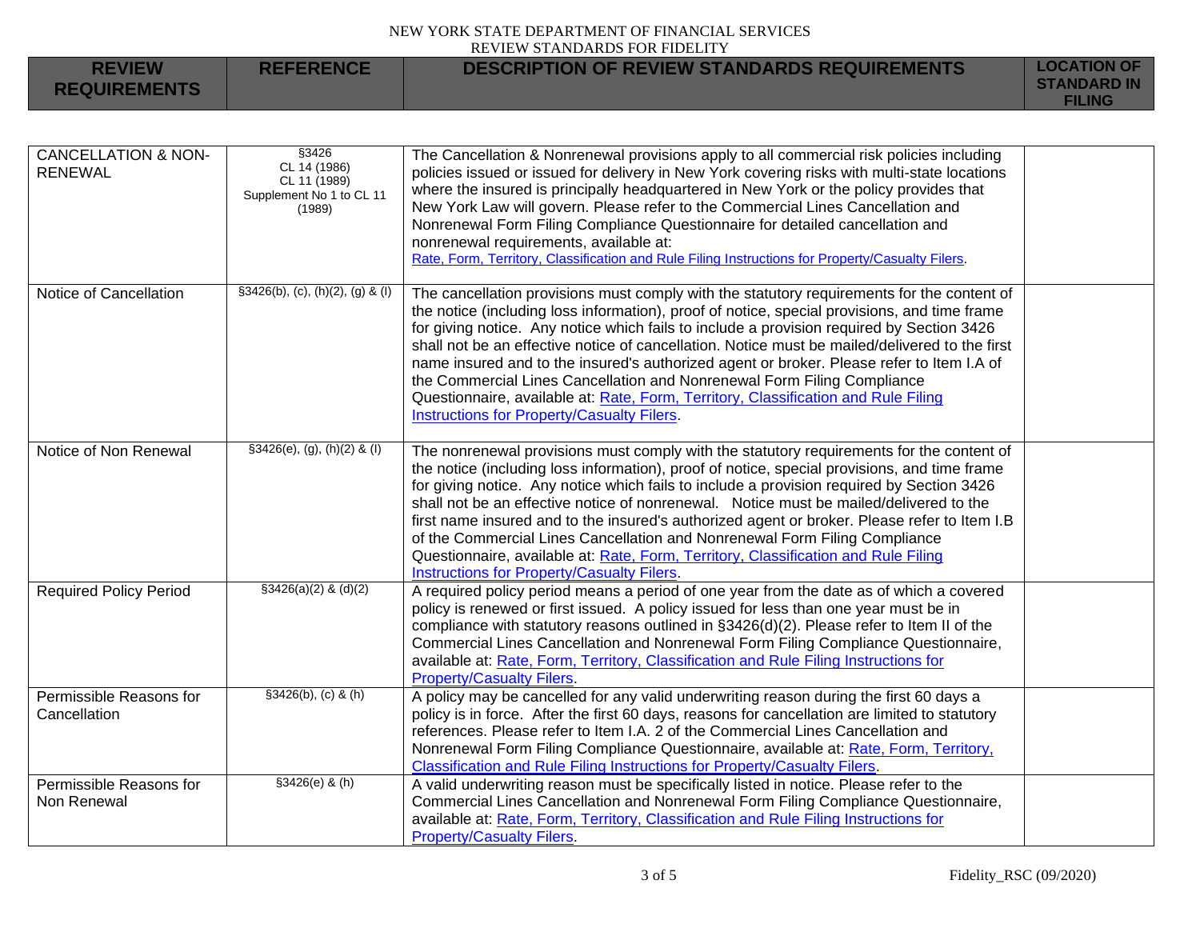| REVIEW REQUIREMENTS | REFERENCE | DESCRIPTION OF REVIEW STANDARDS REQUIREMENTS | LOCATION OF STANDARD IN FILING |
|---|---|---|---|
| CANCELLATION & NON-RENEWAL | §3426<br>CL 14 (1986)<br>CL 11 (1989)<br>Supplement No 1 to CL 11 (1989) | The Cancellation & Nonrenewal provisions apply to all commercial risk policies including policies issued or issued for delivery in New York covering risks with multi-state locations where the insured is principally headquartered in New York or the policy provides that New York Law will govern. Please refer to the Commercial Lines Cancellation and Nonrenewal Form Filing Compliance Questionnaire for detailed cancellation and nonrenewal requirements, available at: Rate, Form, Territory, Classification and Rule Filing Instructions for Property/Casualty Filers. | |
| Notice of Cancellation | §3426(b), (c), (h)(2), (g) & (l) | The cancellation provisions must comply with the statutory requirements for the content of the notice (including loss information), proof of notice, special provisions, and time frame for giving notice. Any notice which fails to include a provision required by Section 3426 shall not be an effective notice of cancellation. Notice must be mailed/delivered to the first name insured and to the insured's authorized agent or broker. Please refer to Item I.A of the Commercial Lines Cancellation and Nonrenewal Form Filing Compliance Questionnaire, available at: Rate, Form, Territory, Classification and Rule Filing Instructions for Property/Casualty Filers. | |
| Notice of Non Renewal | §3426(e), (g), (h)(2) & (l) | The nonrenewal provisions must comply with the statutory requirements for the content of the notice (including loss information), proof of notice, special provisions, and time frame for giving notice. Any notice which fails to include a provision required by Section 3426 shall not be an effective notice of nonrenewal. Notice must be mailed/delivered to the first name insured and to the insured's authorized agent or broker. Please refer to Item I.B of the Commercial Lines Cancellation and Nonrenewal Form Filing Compliance Questionnaire, available at: Rate, Form, Territory, Classification and Rule Filing Instructions for Property/Casualty Filers. | |
| Required Policy Period | §3426(a)(2) & (d)(2) | A required policy period means a period of one year from the date as of which a covered policy is renewed or first issued. A policy issued for less than one year must be in compliance with statutory reasons outlined in §3426(d)(2). Please refer to Item II of the Commercial Lines Cancellation and Nonrenewal Form Filing Compliance Questionnaire, available at: Rate, Form, Territory, Classification and Rule Filing Instructions for Property/Casualty Filers. | |
| Permissible Reasons for Cancellation | §3426(b), (c) & (h) | A policy may be cancelled for any valid underwriting reason during the first 60 days a policy is in force. After the first 60 days, reasons for cancellation are limited to statutory references. Please refer to Item I.A. 2 of the Commercial Lines Cancellation and Nonrenewal Form Filing Compliance Questionnaire, available at: Rate, Form, Territory, Classification and Rule Filing Instructions for Property/Casualty Filers. | |
| Permissible Reasons for Non Renewal | §3426(e) & (h) | A valid underwriting reason must be specifically listed in notice. Please refer to the Commercial Lines Cancellation and Nonrenewal Form Filing Compliance Questionnaire, available at: Rate, Form, Territory, Classification and Rule Filing Instructions for Property/Casualty Filers. | |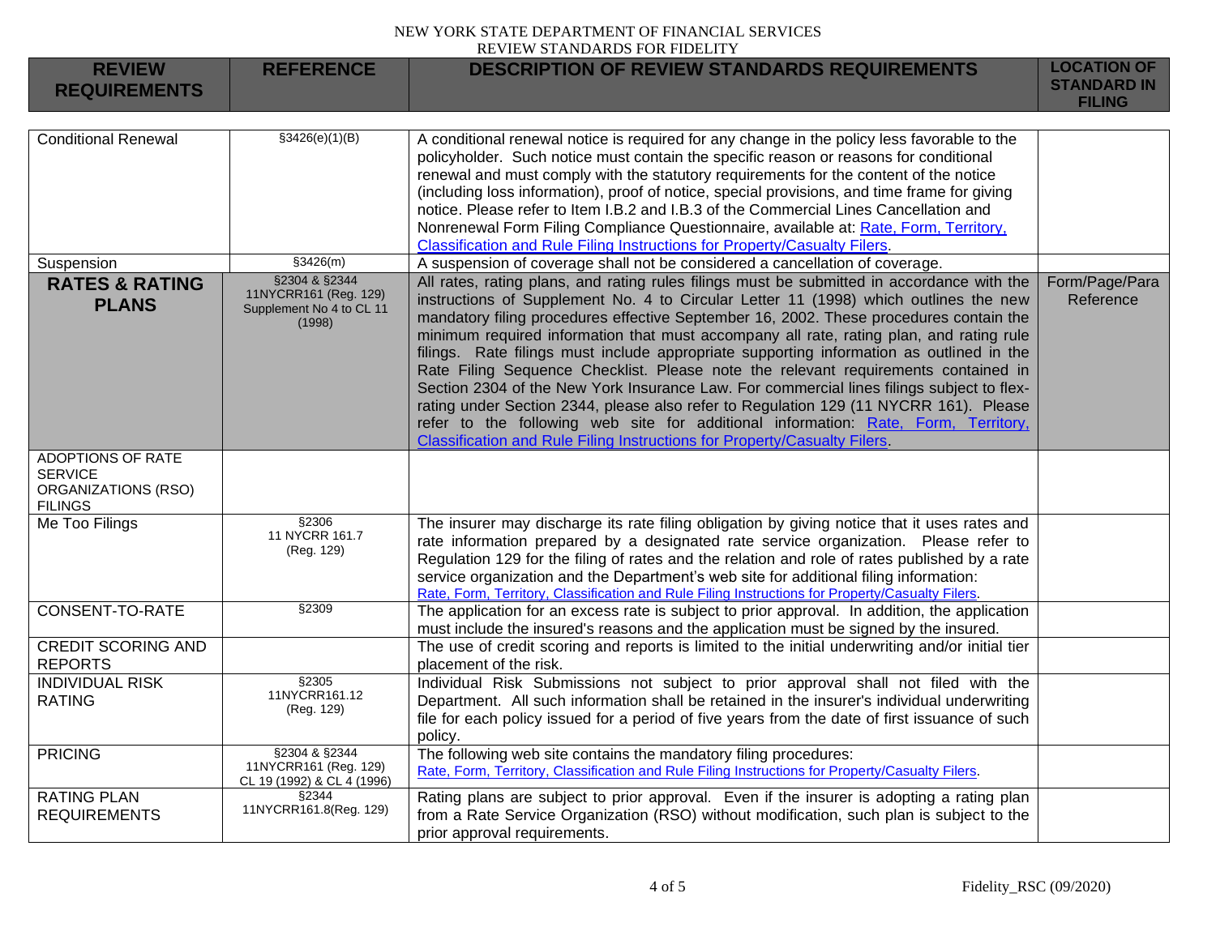NEW YORK STATE DEPARTMENT OF FINANCIAL SERVICES
REVIEW STANDARDS FOR FIDELITY

| REVIEW REQUIREMENTS | REFERENCE | DESCRIPTION OF REVIEW STANDARDS REQUIREMENTS | LOCATION OF STANDARD IN FILING |
|---|---|---|---|
| Conditional Renewal | §3426(e)(1)(B) | A conditional renewal notice is required for any change in the policy less favorable to the policyholder. Such notice must contain the specific reason or reasons for conditional renewal and must comply with the statutory requirements for the content of the notice (including loss information), proof of notice, special provisions, and time frame for giving notice. Please refer to Item I.B.2 and I.B.3 of the Commercial Lines Cancellation and Nonrenewal Form Filing Compliance Questionnaire, available at: Rate, Form, Territory, Classification and Rule Filing Instructions for Property/Casualty Filers. | |
| Suspension | §3426(m) | A suspension of coverage shall not be considered a cancellation of coverage. | |
| **RATES & RATING PLANS** | §2304 & §2344 11NYCRR161 (Reg. 129) Supplement No 4 to CL 11 (1998) | All rates, rating plans, and rating rules filings must be submitted in accordance with the instructions of Supplement No. 4 to Circular Letter 11 (1998) which outlines the new mandatory filing procedures effective September 16, 2002. These procedures contain the minimum required information that must accompany all rate, rating plan, and rating rule filings. Rate filings must include appropriate supporting information as outlined in the Rate Filing Sequence Checklist. Please note the relevant requirements contained in Section 2304 of the New York Insurance Law. For commercial lines filings subject to flex-rating under Section 2344, please also refer to Regulation 129 (11 NYCRR 161). Please refer to the following web site for additional information: Rate, Form, Territory, Classification and Rule Filing Instructions for Property/Casualty Filers. | Form/Page/Para Reference |
| ADOPTIONS OF RATE SERVICE ORGANIZATIONS (RSO) FILINGS | | | |
| Me Too Filings | §2306 11 NYCRR 161.7 (Reg. 129) | The insurer may discharge its rate filing obligation by giving notice that it uses rates and rate information prepared by a designated rate service organization. Please refer to Regulation 129 for the filing of rates and the relation and role of rates published by a rate service organization and the Department's web site for additional filing information: Rate, Form, Territory, Classification and Rule Filing Instructions for Property/Casualty Filers. | |
| CONSENT-TO-RATE | §2309 | The application for an excess rate is subject to prior approval. In addition, the application must include the insured's reasons and the application must be signed by the insured. | |
| CREDIT SCORING AND REPORTS | | The use of credit scoring and reports is limited to the initial underwriting and/or initial tier placement of the risk. | |
| INDIVIDUAL RISK RATING | §2305 11NYCRR161.12 (Reg. 129) | Individual Risk Submissions not subject to prior approval shall not filed with the Department. All such information shall be retained in the insurer's individual underwriting file for each policy issued for a period of five years from the date of first issuance of such policy. | |
| PRICING | §2304 & §2344 11NYCRR161 (Reg. 129) CL 19 (1992) & CL 4 (1996) | The following web site contains the mandatory filing procedures: Rate, Form, Territory, Classification and Rule Filing Instructions for Property/Casualty Filers. | |
| RATING PLAN REQUIREMENTS | §2344 11NYCRR161.8(Reg. 129) | Rating plans are subject to prior approval. Even if the insurer is adopting a rating plan from a Rate Service Organization (RSO) without modification, such plan is subject to the prior approval requirements. | |

Fidelity_RSC (09/2020)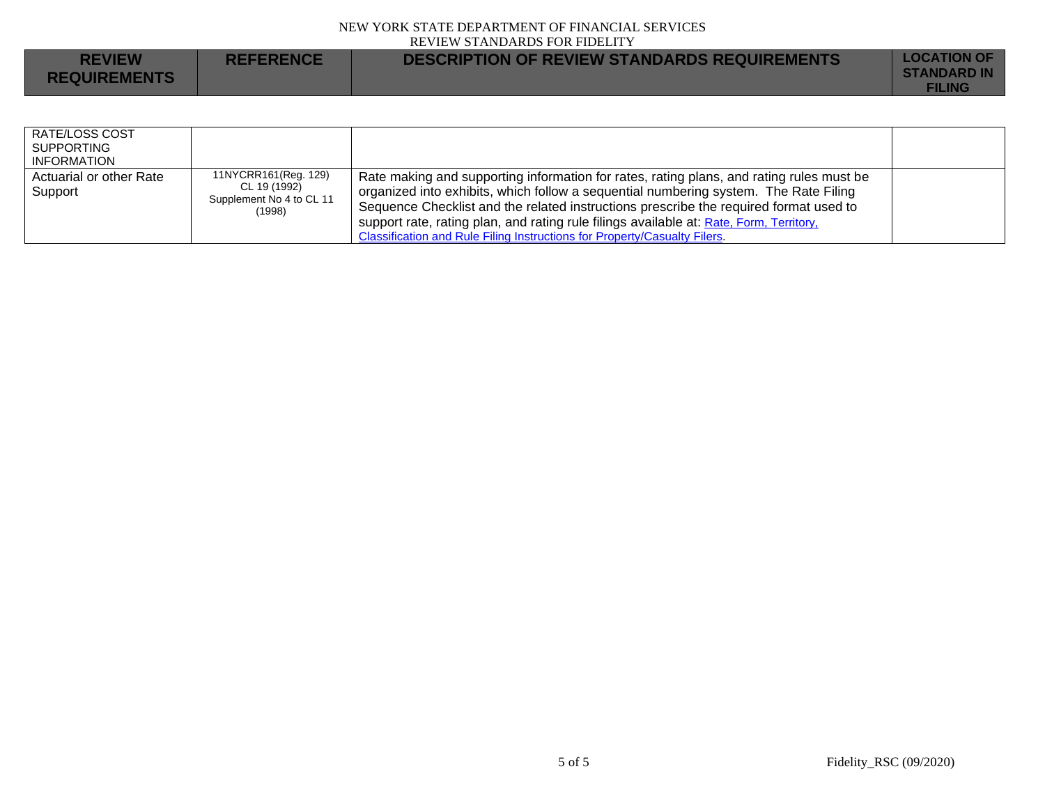| REVIEW REQUIREMENTS | REFERENCE | DESCRIPTION OF REVIEW STANDARDS REQUIREMENTS | LOCATION OF STANDARD IN FILING |
|---|---|---|---|
| RATE/LOSS COST SUPPORTING INFORMATION | | | |
| Actuarial or other Rate Support | 11NYCRR161(Reg. 129) CL 19 (1992) Supplement No 4 to CL 11 (1998) | Rate making and supporting information for rates, rating plans, and rating rules must be organized into exhibits, which follow a sequential numbering system. The Rate Filing Sequence Checklist and the related instructions prescribe the required format used to support rate, rating plan, and rating rule filings available at: Rate, Form, Territory, Classification and Rule Filing Instructions for Property/Casualty Filers. | |